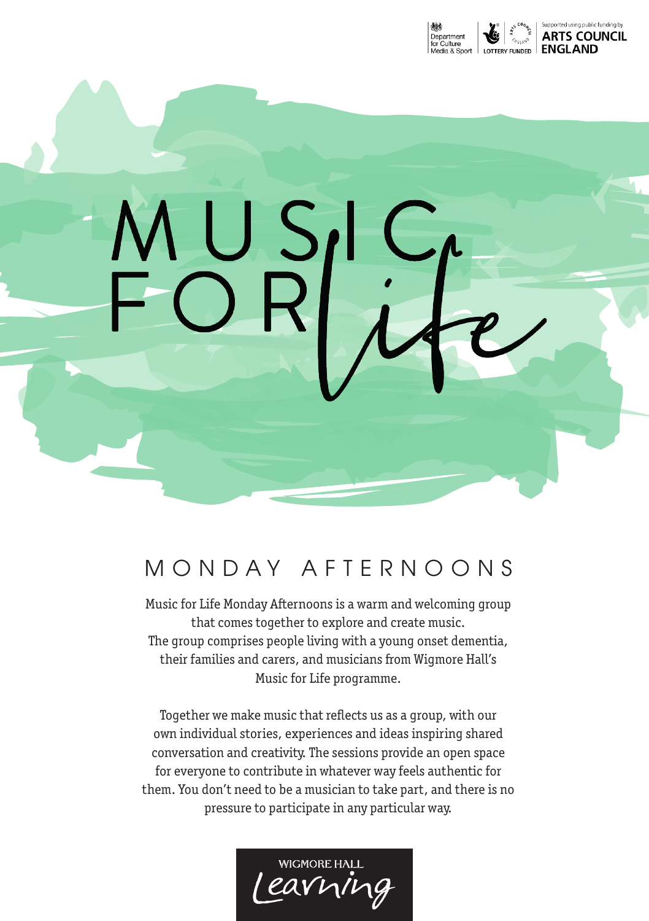Department for Culture Media & Sport | LOTTERY FUNDED | Supported using public funding by ARTS COUNCIL ENGLAND

# MUSIC FOR *life*

## MONDAY AFTERNOONS

Music for Life Monday Afternoons is a warm and welcoming group that comes together to explore and create music. The group comprises people living with a young onset dementia, their families and carers, and musicians from Wigmore Hall's Music for Life programme.

Together we make music that reflects us as a group, with our own individual stories, experiences and ideas inspiring shared conversation and creativity. The sessions provide an open space for everyone to contribute in whatever way feels authentic for them. You don't need to be a musician to take part, and there is no pressure to participate in any particular way.

WIGMORE HALL *Learning*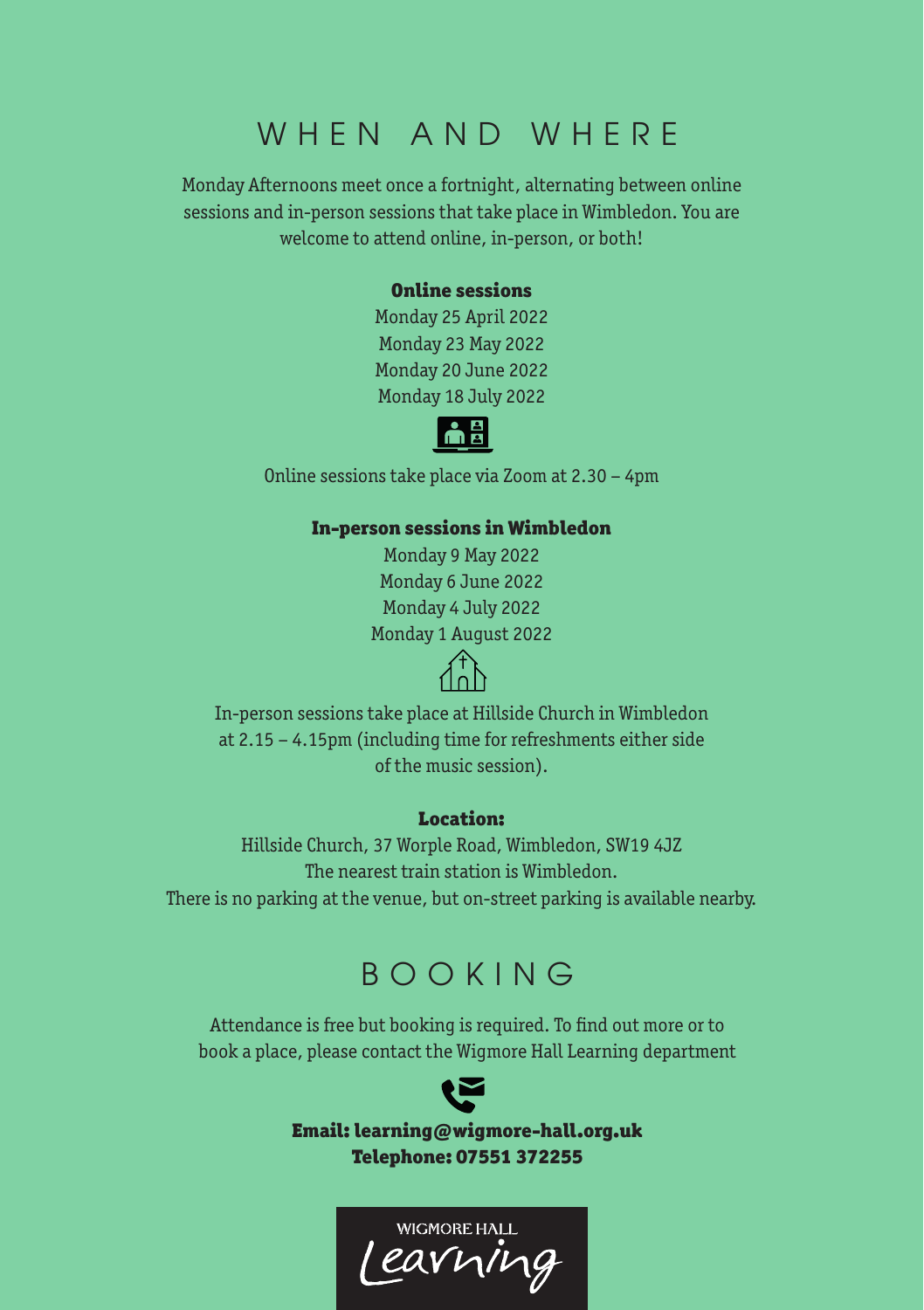# WHEN AND WHERE

Monday Afternoons meet once a fortnight, alternating between online sessions and in-person sessions that take place in Wimbledon. You are welcome to attend online, in-person, or both!

**Online sessions**

Monday 25 April 2022
Monday 23 May 2022
Monday 20 June 2022
Monday 18 July 2022

Online sessions take place via Zoom at 2.30 – 4pm

**In-person sessions in Wimbledon**

Monday 9 May 2022
Monday 6 June 2022
Monday 4 July 2022
Monday 1 August 2022

In-person sessions take place at Hillside Church in Wimbledon at 2.15 – 4.15pm (including time for refreshments either side of the music session).

**Location:**

Hillside Church, 37 Worple Road, Wimbledon, SW19 4JZ
The nearest train station is Wimbledon.
There is no parking at the venue, but on-street parking is available nearby.

# BOOKING

Attendance is free but booking is required. To find out more or to book a place, please contact the Wigmore Hall Learning department

**Email: learning@wigmore-hall.org.uk**
**Telephone: 07551 372255**

WIGMORE HALL Learning